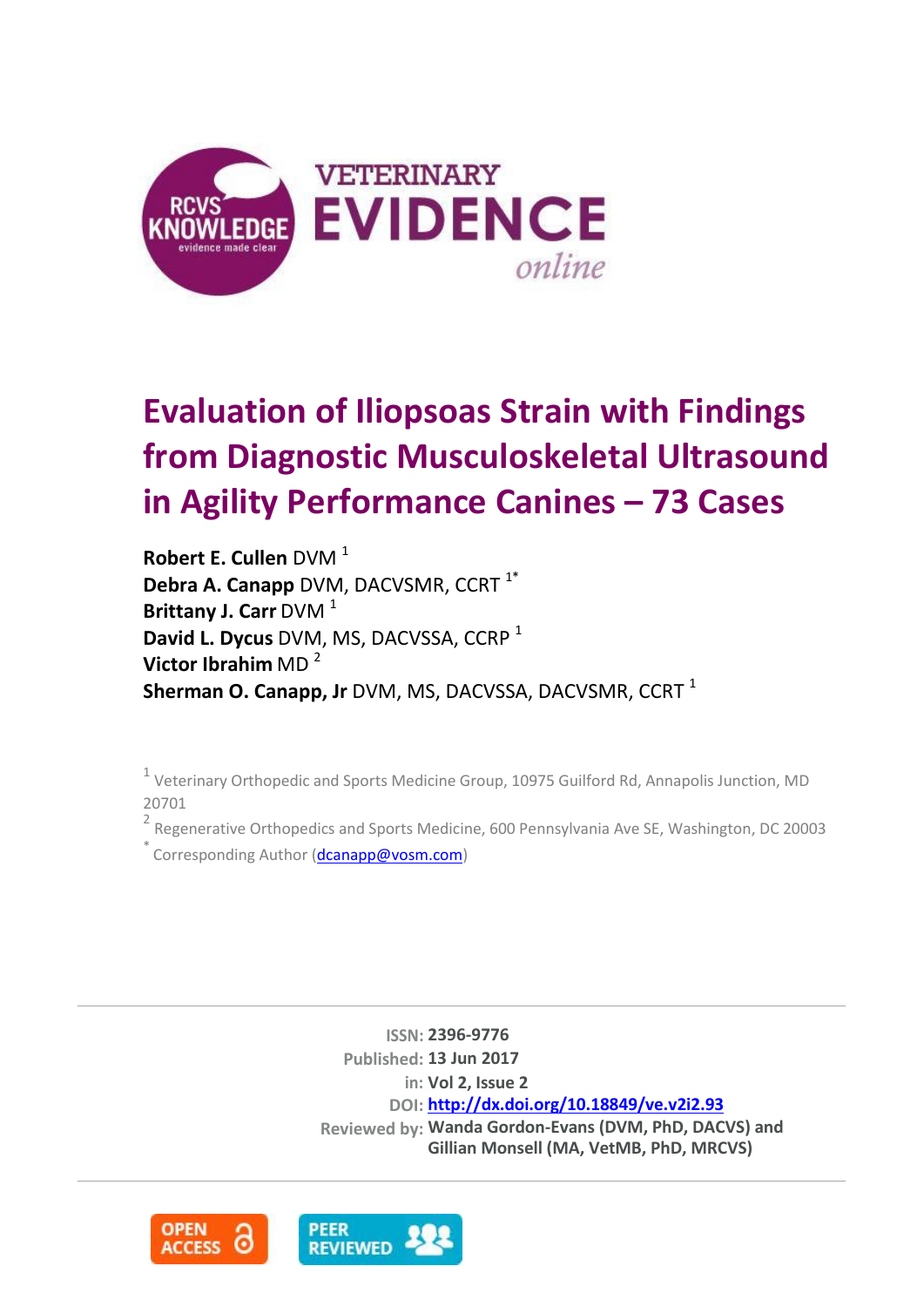# Evaluation of Iliopsoas Strain with Findings from Diagnostic Musculoskeletal Ultrasound in Agility Performance Canines – 73 Cases

**Robert E. Cullen** DVM [1]
**Debra A. Canapp** DVM, DACVSMR, CCRT [1*]
**Brittany J. Carr** DVM [1]
**David L. Dycus** DVM, MS, DACVSSA, CCRP [1]
**Victor Ibrahim** MD [2]
**Sherman O. Canapp, Jr** DVM, MS, DACVSSA, DACVSMR, CCRT [1]

[1] Veterinary Orthopedic and Sports Medicine Group, 10975 Guilford Rd, Annapolis Junction, MD 20701

[2] Regenerative Orthopedics and Sports Medicine, 600 Pennsylvania Ave SE, Washington, DC 20003

[*] Corresponding Author (dcanapp@vosm.com)

ISSN: **2396-9776**
Published: **13 Jun 2017**
in: **Vol 2, Issue 2**
DOI: **http://dx.doi.org/10.18849/ve.v2i2.93**
Reviewed by: **Wanda Gordon-Evans (DVM, PhD, DACVS) and Gillian Monsell (MA, VetMB, PhD, MRCVS)**

OPEN ACCESS

PEER REVIEWED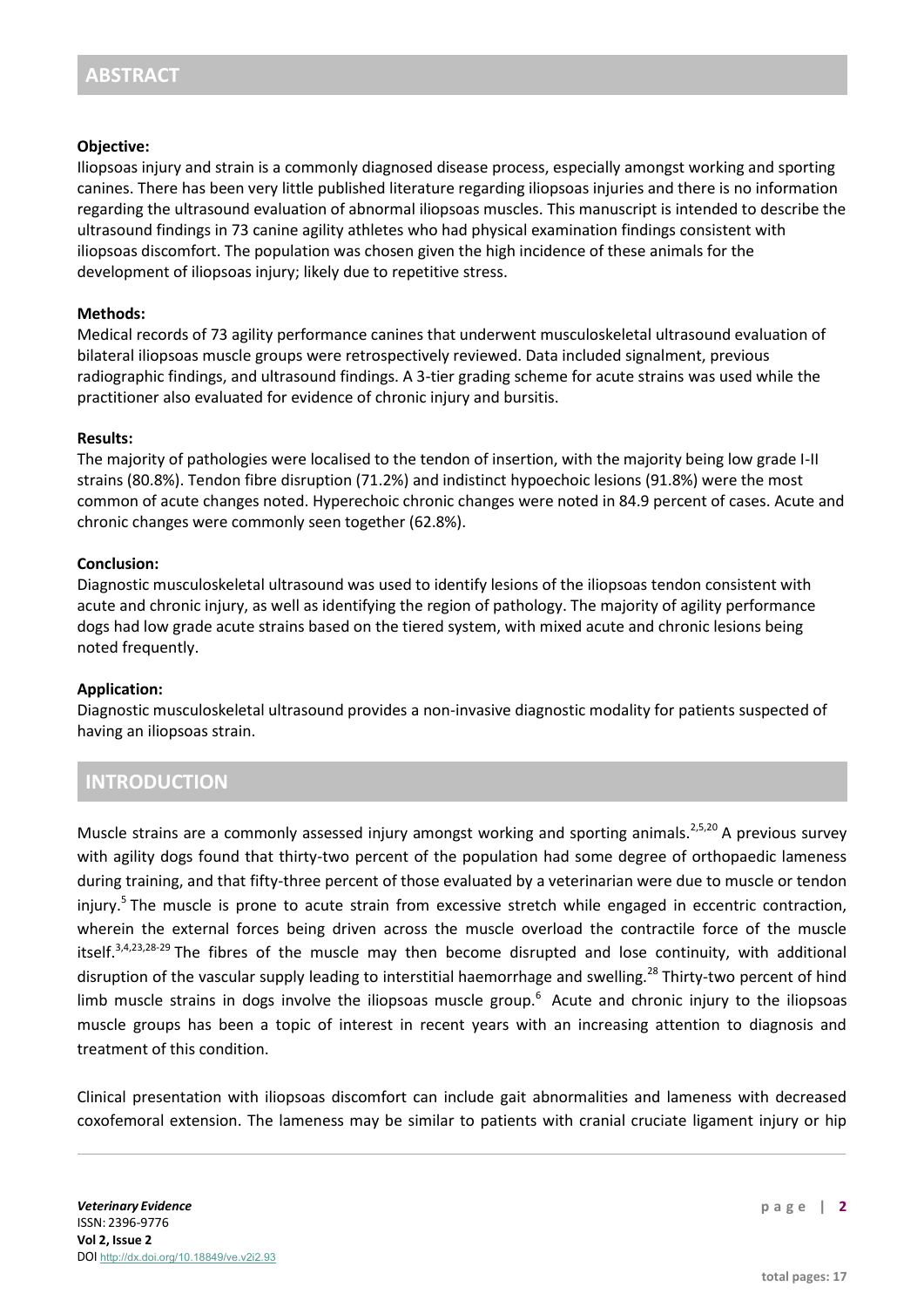## ABSTRACT

**Objective:**

Iliopsoas injury and strain is a commonly diagnosed disease process, especially amongst working and sporting canines. There has been very little published literature regarding iliopsoas injuries and there is no information regarding the ultrasound evaluation of abnormal iliopsoas muscles. This manuscript is intended to describe the ultrasound findings in 73 canine agility athletes who had physical examination findings consistent with iliopsoas discomfort. The population was chosen given the high incidence of these animals for the development of iliopsoas injury; likely due to repetitive stress.

**Methods:**

Medical records of 73 agility performance canines that underwent musculoskeletal ultrasound evaluation of bilateral iliopsoas muscle groups were retrospectively reviewed. Data included signalment, previous radiographic findings, and ultrasound findings. A 3-tier grading scheme for acute strains was used while the practitioner also evaluated for evidence of chronic injury and bursitis.

**Results:**

The majority of pathologies were localised to the tendon of insertion, with the majority being low grade I-II strains (80.8%). Tendon fibre disruption (71.2%) and indistinct hypoechoic lesions (91.8%) were the most common of acute changes noted. Hyperechoic chronic changes were noted in 84.9 percent of cases. Acute and chronic changes were commonly seen together (62.8%).

**Conclusion:**

Diagnostic musculoskeletal ultrasound was used to identify lesions of the iliopsoas tendon consistent with acute and chronic injury, as well as identifying the region of pathology. The majority of agility performance dogs had low grade acute strains based on the tiered system, with mixed acute and chronic lesions being noted frequently.

**Application:**

Diagnostic musculoskeletal ultrasound provides a non-invasive diagnostic modality for patients suspected of having an iliopsoas strain.

## INTRODUCTION

Muscle strains are a commonly assessed injury amongst working and sporting animals.[2,5,20] A previous survey with agility dogs found that thirty-two percent of the population had some degree of orthopaedic lameness during training, and that fifty-three percent of those evaluated by a veterinarian were due to muscle or tendon injury.[5] The muscle is prone to acute strain from excessive stretch while engaged in eccentric contraction, wherein the external forces being driven across the muscle overload the contractile force of the muscle itself.[3,4,23,28-29] The fibres of the muscle may then become disrupted and lose continuity, with additional disruption of the vascular supply leading to interstitial haemorrhage and swelling.[28] Thirty-two percent of hind limb muscle strains in dogs involve the iliopsoas muscle group.[6] Acute and chronic injury to the iliopsoas muscle groups has been a topic of interest in recent years with an increasing attention to diagnosis and treatment of this condition.

Clinical presentation with iliopsoas discomfort can include gait abnormalities and lameness with decreased coxofemoral extension. The lameness may be similar to patients with cranial cruciate ligament injury or hip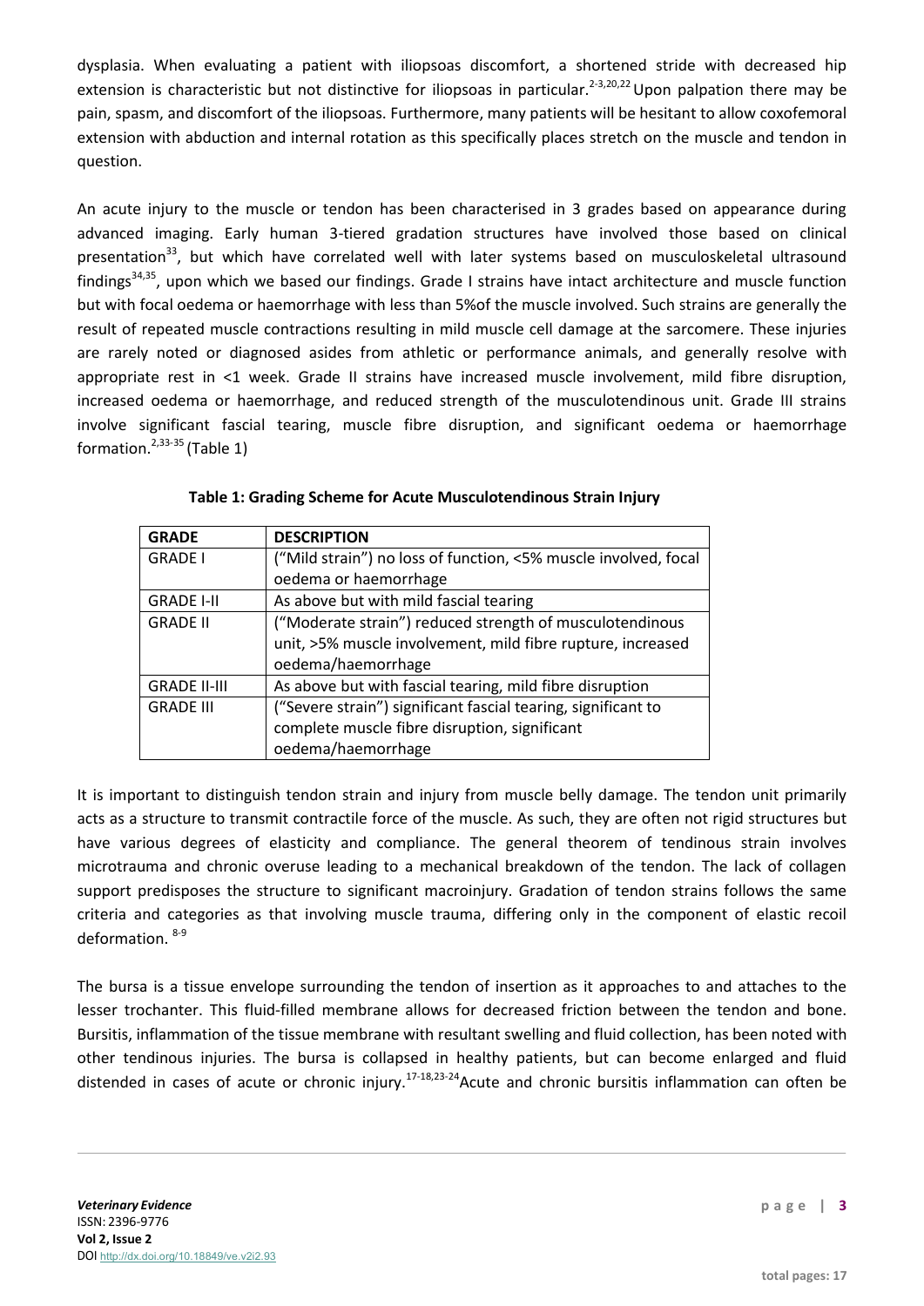dysplasia. When evaluating a patient with iliopsoas discomfort, a shortened stride with decreased hip extension is characteristic but not distinctive for iliopsoas in particular.[2-3,20,22] Upon palpation there may be pain, spasm, and discomfort of the iliopsoas. Furthermore, many patients will be hesitant to allow coxofemoral extension with abduction and internal rotation as this specifically places stretch on the muscle and tendon in question.

An acute injury to the muscle or tendon has been characterised in 3 grades based on appearance during advanced imaging. Early human 3-tiered gradation structures have involved those based on clinical presentation[33], but which have correlated well with later systems based on musculoskeletal ultrasound findings[34,35], upon which we based our findings. Grade I strains have intact architecture and muscle function but with focal oedema or haemorrhage with less than 5%of the muscle involved. Such strains are generally the result of repeated muscle contractions resulting in mild muscle cell damage at the sarcomere. These injuries are rarely noted or diagnosed asides from athletic or performance animals, and generally resolve with appropriate rest in <1 week. Grade II strains have increased muscle involvement, mild fibre disruption, increased oedema or haemorrhage, and reduced strength of the musculotendinous unit. Grade III strains involve significant fascial tearing, muscle fibre disruption, and significant oedema or haemorrhage formation.[2,33-35] (Table 1)

**Table 1: Grading Scheme for Acute Musculotendinous Strain Injury**

| GRADE | DESCRIPTION |
|---|---|
| GRADE I | ("Mild strain") no loss of function, <5% muscle involved, focal oedema or haemorrhage |
| GRADE I-II | As above but with mild fascial tearing |
| GRADE II | ("Moderate strain") reduced strength of musculotendinous unit, >5% muscle involvement, mild fibre rupture, increased oedema/haemorrhage |
| GRADE II-III | As above but with fascial tearing, mild fibre disruption |
| GRADE III | ("Severe strain") significant fascial tearing, significant to complete muscle fibre disruption, significant oedema/haemorrhage |

It is important to distinguish tendon strain and injury from muscle belly damage. The tendon unit primarily acts as a structure to transmit contractile force of the muscle. As such, they are often not rigid structures but have various degrees of elasticity and compliance. The general theorem of tendinous strain involves microtrauma and chronic overuse leading to a mechanical breakdown of the tendon. The lack of collagen support predisposes the structure to significant macroinjury. Gradation of tendon strains follows the same criteria and categories as that involving muscle trauma, differing only in the component of elastic recoil deformation. [8-9]

The bursa is a tissue envelope surrounding the tendon of insertion as it approaches to and attaches to the lesser trochanter. This fluid-filled membrane allows for decreased friction between the tendon and bone. Bursitis, inflammation of the tissue membrane with resultant swelling and fluid collection, has been noted with other tendinous injuries. The bursa is collapsed in healthy patients, but can become enlarged and fluid distended in cases of acute or chronic injury.[17-18,23-24] Acute and chronic bursitis inflammation can often be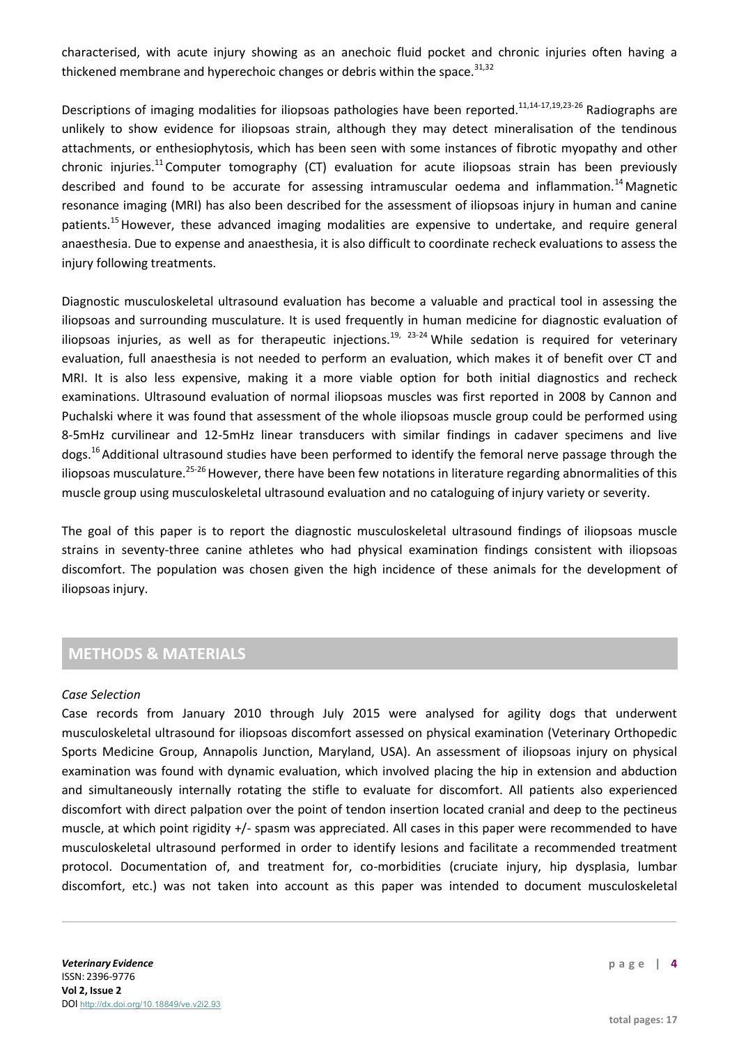characterised, with acute injury showing as an anechoic fluid pocket and chronic injuries often having a thickened membrane and hyperechoic changes or debris within the space.[31,32]

Descriptions of imaging modalities for iliopsoas pathologies have been reported.[11,14-17,19,23-26] Radiographs are unlikely to show evidence for iliopsoas strain, although they may detect mineralisation of the tendinous attachments, or enthesiophytosis, which has been seen with some instances of fibrotic myopathy and other chronic injuries.[11] Computer tomography (CT) evaluation for acute iliopsoas strain has been previously described and found to be accurate for assessing intramuscular oedema and inflammation.[14] Magnetic resonance imaging (MRI) has also been described for the assessment of iliopsoas injury in human and canine patients.[15] However, these advanced imaging modalities are expensive to undertake, and require general anaesthesia. Due to expense and anaesthesia, it is also difficult to coordinate recheck evaluations to assess the injury following treatments.

Diagnostic musculoskeletal ultrasound evaluation has become a valuable and practical tool in assessing the iliopsoas and surrounding musculature. It is used frequently in human medicine for diagnostic evaluation of iliopsoas injuries, as well as for therapeutic injections.[19, 23-24] While sedation is required for veterinary evaluation, full anaesthesia is not needed to perform an evaluation, which makes it of benefit over CT and MRI. It is also less expensive, making it a more viable option for both initial diagnostics and recheck examinations. Ultrasound evaluation of normal iliopsoas muscles was first reported in 2008 by Cannon and Puchalski where it was found that assessment of the whole iliopsoas muscle group could be performed using 8-5mHz curvilinear and 12-5mHz linear transducers with similar findings in cadaver specimens and live dogs.[16] Additional ultrasound studies have been performed to identify the femoral nerve passage through the iliopsoas musculature.[25-26] However, there have been few notations in literature regarding abnormalities of this muscle group using musculoskeletal ultrasound evaluation and no cataloguing of injury variety or severity.

The goal of this paper is to report the diagnostic musculoskeletal ultrasound findings of iliopsoas muscle strains in seventy-three canine athletes who had physical examination findings consistent with iliopsoas discomfort. The population was chosen given the high incidence of these animals for the development of iliopsoas injury.

## METHODS & MATERIALS

*Case Selection*

Case records from January 2010 through July 2015 were analysed for agility dogs that underwent musculoskeletal ultrasound for iliopsoas discomfort assessed on physical examination (Veterinary Orthopedic Sports Medicine Group, Annapolis Junction, Maryland, USA). An assessment of iliopsoas injury on physical examination was found with dynamic evaluation, which involved placing the hip in extension and abduction and simultaneously internally rotating the stifle to evaluate for discomfort. All patients also experienced discomfort with direct palpation over the point of tendon insertion located cranial and deep to the pectineus muscle, at which point rigidity +/- spasm was appreciated. All cases in this paper were recommended to have musculoskeletal ultrasound performed in order to identify lesions and facilitate a recommended treatment protocol. Documentation of, and treatment for, co-morbidities (cruciate injury, hip dysplasia, lumbar discomfort, etc.) was not taken into account as this paper was intended to document musculoskeletal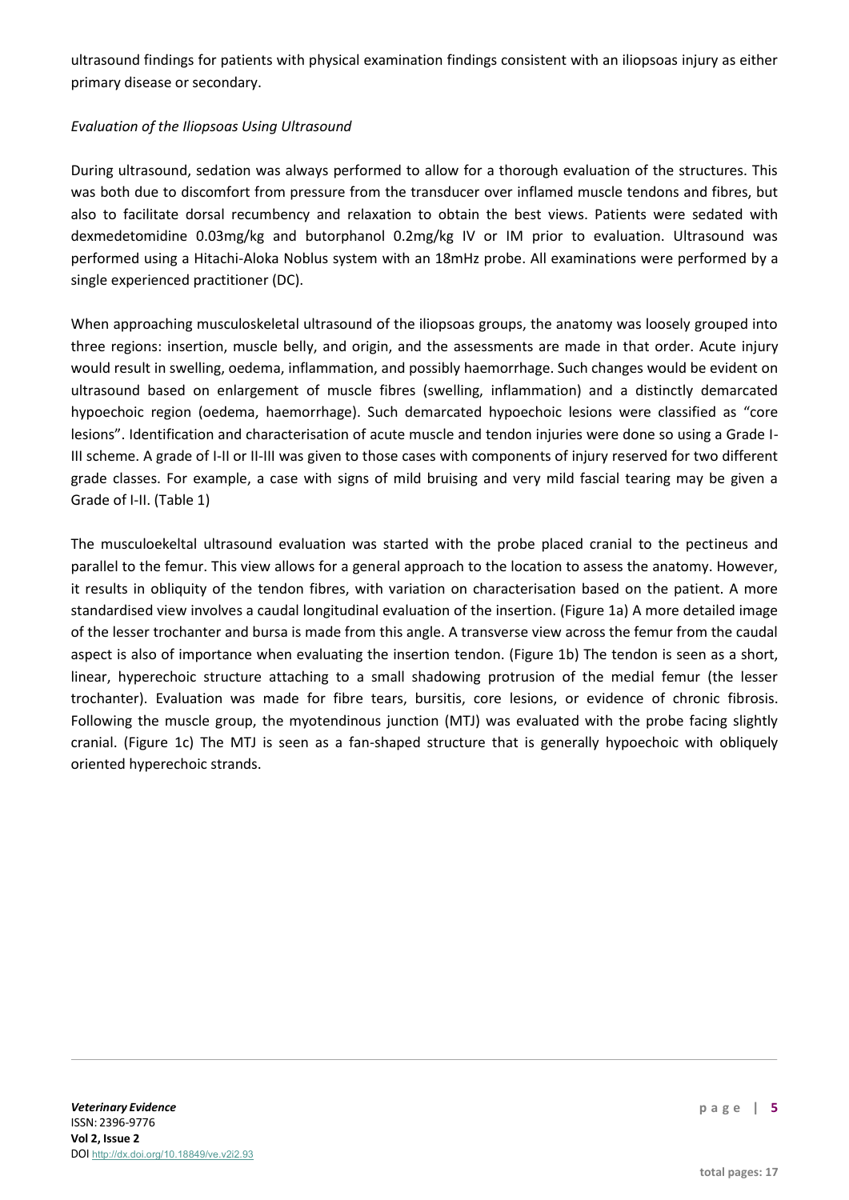ultrasound findings for patients with physical examination findings consistent with an iliopsoas injury as either primary disease or secondary.

*Evaluation of the Iliopsoas Using Ultrasound*

During ultrasound, sedation was always performed to allow for a thorough evaluation of the structures. This was both due to discomfort from pressure from the transducer over inflamed muscle tendons and fibres, but also to facilitate dorsal recumbency and relaxation to obtain the best views. Patients were sedated with dexmedetomidine 0.03mg/kg and butorphanol 0.2mg/kg IV or IM prior to evaluation. Ultrasound was performed using a Hitachi-Aloka Noblus system with an 18mHz probe. All examinations were performed by a single experienced practitioner (DC).

When approaching musculoskeletal ultrasound of the iliopsoas groups, the anatomy was loosely grouped into three regions: insertion, muscle belly, and origin, and the assessments are made in that order. Acute injury would result in swelling, oedema, inflammation, and possibly haemorrhage. Such changes would be evident on ultrasound based on enlargement of muscle fibres (swelling, inflammation) and a distinctly demarcated hypoechoic region (oedema, haemorrhage). Such demarcated hypoechoic lesions were classified as "core lesions". Identification and characterisation of acute muscle and tendon injuries were done so using a Grade I-III scheme. A grade of I-II or II-III was given to those cases with components of injury reserved for two different grade classes. For example, a case with signs of mild bruising and very mild fascial tearing may be given a Grade of I-II. (Table 1)

The musculoekeltal ultrasound evaluation was started with the probe placed cranial to the pectineus and parallel to the femur. This view allows for a general approach to the location to assess the anatomy. However, it results in obliquity of the tendon fibres, with variation on characterisation based on the patient. A more standardised view involves a caudal longitudinal evaluation of the insertion. (Figure 1a) A more detailed image of the lesser trochanter and bursa is made from this angle. A transverse view across the femur from the caudal aspect is also of importance when evaluating the insertion tendon. (Figure 1b) The tendon is seen as a short, linear, hyperechoic structure attaching to a small shadowing protrusion of the medial femur (the lesser trochanter). Evaluation was made for fibre tears, bursitis, core lesions, or evidence of chronic fibrosis. Following the muscle group, the myotendinous junction (MTJ) was evaluated with the probe facing slightly cranial. (Figure 1c) The MTJ is seen as a fan-shaped structure that is generally hypoechoic with obliquely oriented hyperechoic strands.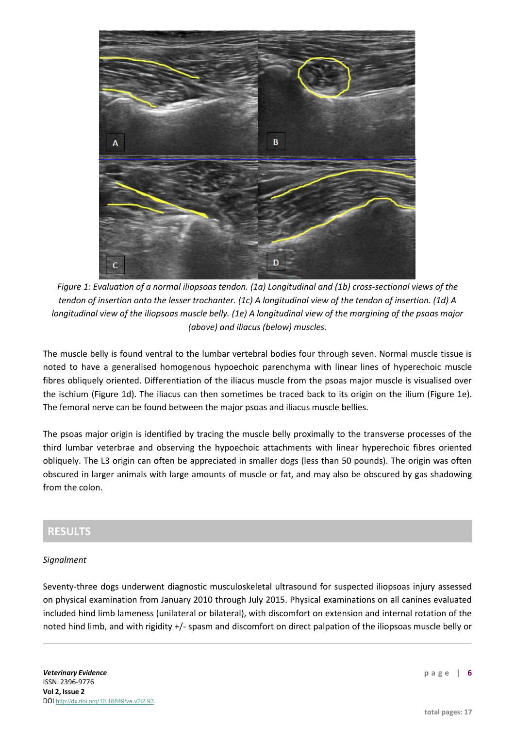*Figure 1: Evaluation of a normal iliopsoas tendon. (1a) Longitudinal and (1b) cross-sectional views of the tendon of insertion onto the lesser trochanter. (1c) A longitudinal view of the tendon of insertion. (1d) A longitudinal view of the iliopsoas muscle belly. (1e) A longitudinal view of the margining of the psoas major (above) and iliacus (below) muscles.*

The muscle belly is found ventral to the lumbar vertebral bodies four through seven. Normal muscle tissue is noted to have a generalised homogenous hypoechoic parenchyma with linear lines of hyperechoic muscle fibres obliquely oriented. Differentiation of the iliacus muscle from the psoas major muscle is visualised over the ischium (Figure 1d). The iliacus can then sometimes be traced back to its origin on the ilium (Figure 1e). The femoral nerve can be found between the major psoas and iliacus muscle bellies.

The psoas major origin is identified by tracing the muscle belly proximally to the transverse processes of the third lumbar veterbrae and observing the hypoechoic attachments with linear hyperechoic fibres oriented obliquely. The L3 origin can often be appreciated in smaller dogs (less than 50 pounds). The origin was often obscured in larger animals with large amounts of muscle or fat, and may also be obscured by gas shadowing from the colon.

## RESULTS

*Signalment*

Seventy-three dogs underwent diagnostic musculoskeletal ultrasound for suspected iliopsoas injury assessed on physical examination from January 2010 through July 2015. Physical examinations on all canines evaluated included hind limb lameness (unilateral or bilateral), with discomfort on extension and internal rotation of the noted hind limb, and with rigidity +/- spasm and discomfort on direct palpation of the iliopsoas muscle belly or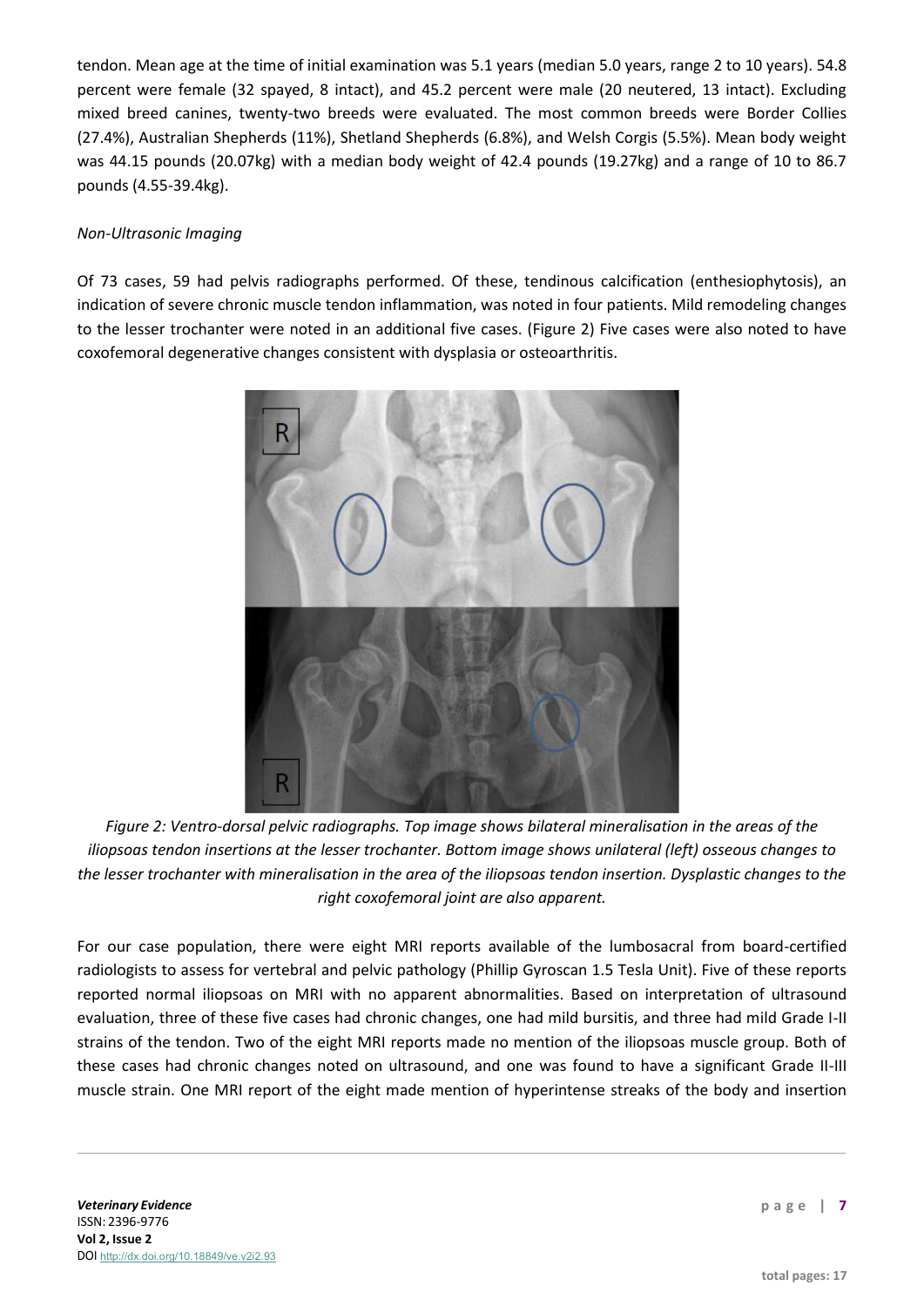tendon. Mean age at the time of initial examination was 5.1 years (median 5.0 years, range 2 to 10 years). 54.8 percent were female (32 spayed, 8 intact), and 45.2 percent were male (20 neutered, 13 intact). Excluding mixed breed canines, twenty-two breeds were evaluated. The most common breeds were Border Collies (27.4%), Australian Shepherds (11%), Shetland Shepherds (6.8%), and Welsh Corgis (5.5%). Mean body weight was 44.15 pounds (20.07kg) with a median body weight of 42.4 pounds (19.27kg) and a range of 10 to 86.7 pounds (4.55-39.4kg).

*Non-Ultrasonic Imaging*

Of 73 cases, 59 had pelvis radiographs performed. Of these, tendinous calcification (enthesiophytosis), an indication of severe chronic muscle tendon inflammation, was noted in four patients. Mild remodeling changes to the lesser trochanter were noted in an additional five cases. (Figure 2) Five cases were also noted to have coxofemoral degenerative changes consistent with dysplasia or osteoarthritis.

*Figure 2: Ventro-dorsal pelvic radiographs. Top image shows bilateral mineralisation in the areas of the iliopsoas tendon insertions at the lesser trochanter. Bottom image shows unilateral (left) osseous changes to the lesser trochanter with mineralisation in the area of the iliopsoas tendon insertion. Dysplastic changes to the right coxofemoral joint are also apparent.*

For our case population, there were eight MRI reports available of the lumbosacral from board-certified radiologists to assess for vertebral and pelvic pathology (Phillip Gyroscan 1.5 Tesla Unit). Five of these reports reported normal iliopsoas on MRI with no apparent abnormalities. Based on interpretation of ultrasound evaluation, three of these five cases had chronic changes, one had mild bursitis, and three had mild Grade I-II strains of the tendon. Two of the eight MRI reports made no mention of the iliopsoas muscle group. Both of these cases had chronic changes noted on ultrasound, and one was found to have a significant Grade II-III muscle strain. One MRI report of the eight made mention of hyperintense streaks of the body and insertion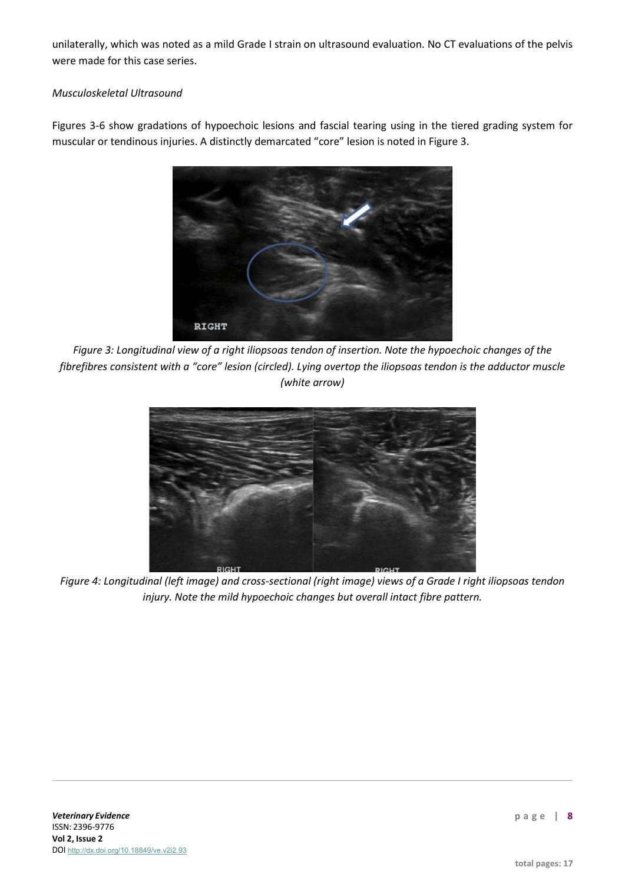unilaterally, which was noted as a mild Grade I strain on ultrasound evaluation. No CT evaluations of the pelvis were made for this case series.

*Musculoskeletal Ultrasound*

Figures 3-6 show gradations of hypoechoic lesions and fascial tearing using in the tiered grading system for muscular or tendinous injuries. A distinctly demarcated "core" lesion is noted in Figure 3.

*Figure 3: Longitudinal view of a right iliopsoas tendon of insertion. Note the hypoechoic changes of the fibrefibres consistent with a "core" lesion (circled). Lying overtop the iliopsoas tendon is the adductor muscle (white arrow)*

*Figure 4: Longitudinal (left image) and cross-sectional (right image) views of a Grade I right iliopsoas tendon injury. Note the mild hypoechoic changes but overall intact fibre pattern.*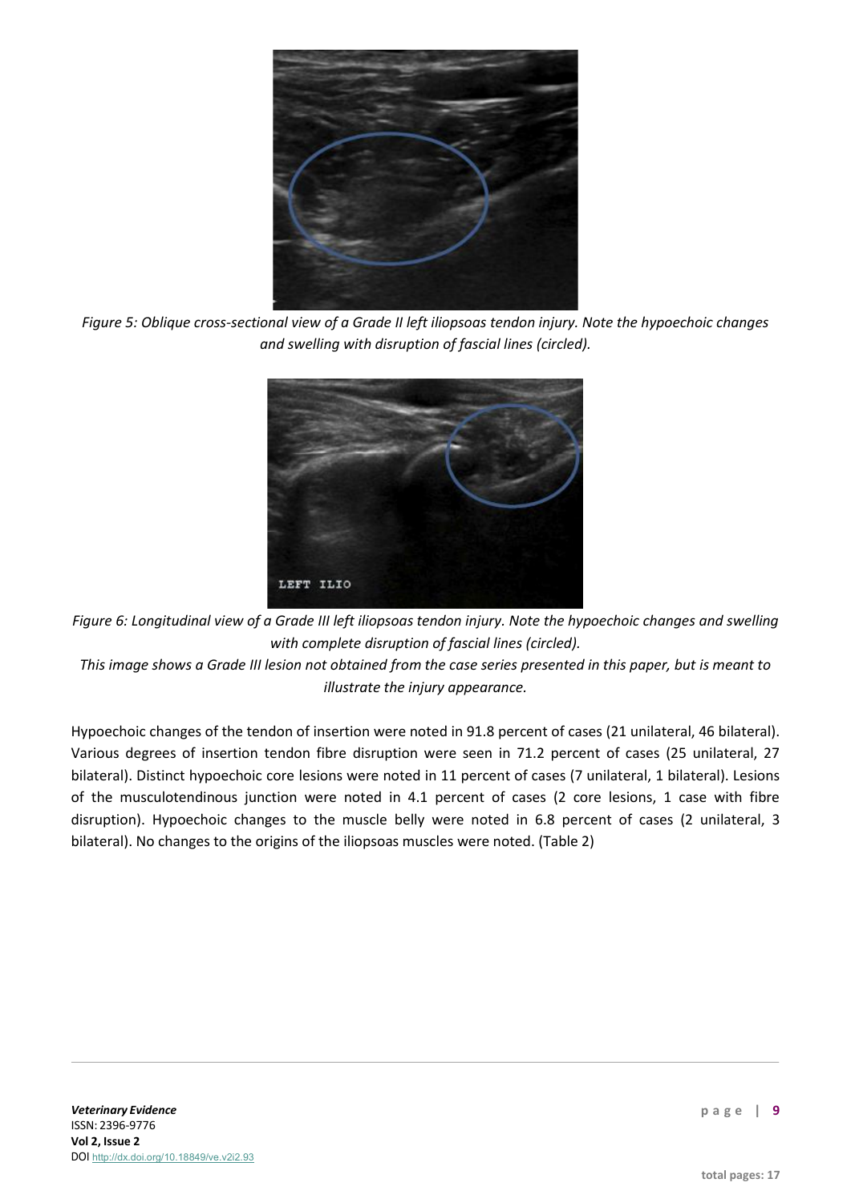*Figure 5: Oblique cross-sectional view of a Grade II left iliopsoas tendon injury. Note the hypoechoic changes and swelling with disruption of fascial lines (circled).*

*Figure 6: Longitudinal view of a Grade III left iliopsoas tendon injury. Note the hypoechoic changes and swelling with complete disruption of fascial lines (circled).*

*This image shows a Grade III lesion not obtained from the case series presented in this paper, but is meant to illustrate the injury appearance.*

Hypoechoic changes of the tendon of insertion were noted in 91.8 percent of cases (21 unilateral, 46 bilateral). Various degrees of insertion tendon fibre disruption were seen in 71.2 percent of cases (25 unilateral, 27 bilateral). Distinct hypoechoic core lesions were noted in 11 percent of cases (7 unilateral, 1 bilateral). Lesions of the musculotendinous junction were noted in 4.1 percent of cases (2 core lesions, 1 case with fibre disruption). Hypoechoic changes to the muscle belly were noted in 6.8 percent of cases (2 unilateral, 3 bilateral). No changes to the origins of the iliopsoas muscles were noted. (Table 2)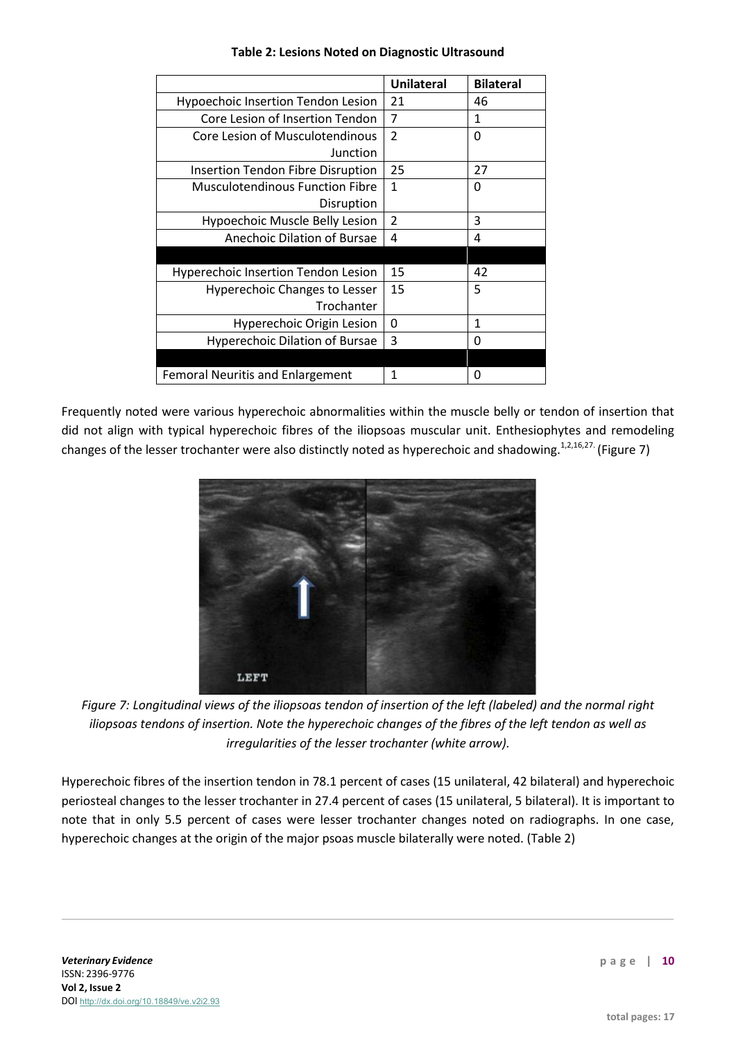**Table 2: Lesions Noted on Diagnostic Ultrasound**

| | Unilateral | Bilateral |
|---|---|---|
| Hypoechoic Insertion Tendon Lesion | 21 | 46 |
| Core Lesion of Insertion Tendon | 7 | 1 |
| Core Lesion of Musculotendinous Junction | 2 | 0 |
| Insertion Tendon Fibre Disruption | 25 | 27 |
| Musculotendinous Function Fibre Disruption | 1 | 0 |
| Hypoechoic Muscle Belly Lesion | 2 | 3 |
| Anechoic Dilation of Bursae | 4 | 4 |
| | | |
| Hyperechoic Insertion Tendon Lesion | 15 | 42 |
| Hyperechoic Changes to Lesser Trochanter | 15 | 5 |
| Hyperechoic Origin Lesion | 0 | 1 |
| Hyperechoic Dilation of Bursae | 3 | 0 |
| | | |
| Femoral Neuritis and Enlargement | 1 | 0 |

Frequently noted were various hyperechoic abnormalities within the muscle belly or tendon of insertion that did not align with typical hyperechoic fibres of the iliopsoas muscular unit. Enthesiophytes and remodeling changes of the lesser trochanter were also distinctly noted as hyperechoic and shadowing.[1,2,16,27.] (Figure 7)

*Figure 7: Longitudinal views of the iliopsoas tendon of insertion of the left (labeled) and the normal right iliopsoas tendons of insertion. Note the hyperechoic changes of the fibres of the left tendon as well as irregularities of the lesser trochanter (white arrow).*

Hyperechoic fibres of the insertion tendon in 78.1 percent of cases (15 unilateral, 42 bilateral) and hyperechoic periosteal changes to the lesser trochanter in 27.4 percent of cases (15 unilateral, 5 bilateral). It is important to note that in only 5.5 percent of cases were lesser trochanter changes noted on radiographs. In one case, hyperechoic changes at the origin of the major psoas muscle bilaterally were noted. (Table 2)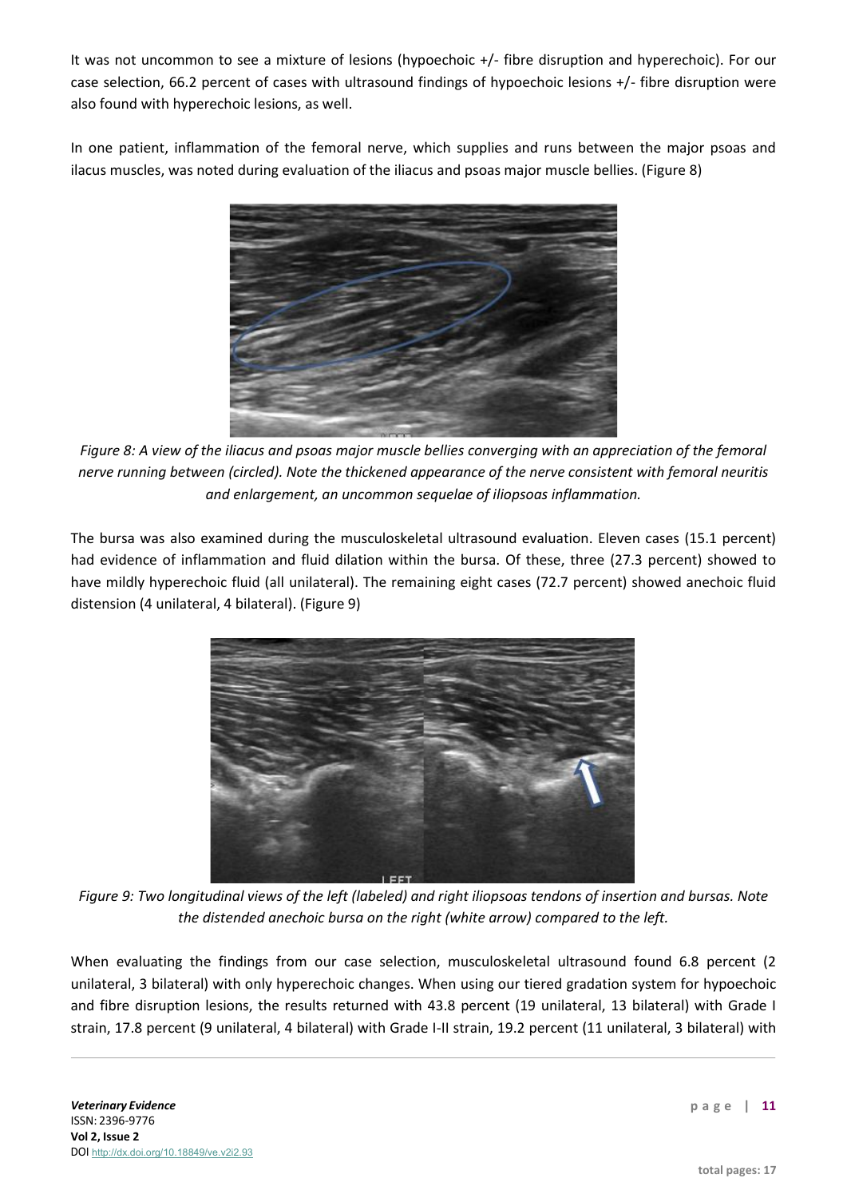It was not uncommon to see a mixture of lesions (hypoechoic +/- fibre disruption and hyperechoic). For our case selection, 66.2 percent of cases with ultrasound findings of hypoechoic lesions +/- fibre disruption were also found with hyperechoic lesions, as well.

In one patient, inflammation of the femoral nerve, which supplies and runs between the major psoas and ilacus muscles, was noted during evaluation of the iliacus and psoas major muscle bellies. (Figure 8)

*Figure 8: A view of the iliacus and psoas major muscle bellies converging with an appreciation of the femoral nerve running between (circled). Note the thickened appearance of the nerve consistent with femoral neuritis and enlargement, an uncommon sequelae of iliopsoas inflammation.*

The bursa was also examined during the musculoskeletal ultrasound evaluation. Eleven cases (15.1 percent) had evidence of inflammation and fluid dilation within the bursa. Of these, three (27.3 percent) showed to have mildly hyperechoic fluid (all unilateral). The remaining eight cases (72.7 percent) showed anechoic fluid distension (4 unilateral, 4 bilateral). (Figure 9)

*Figure 9: Two longitudinal views of the left (labeled) and right iliopsoas tendons of insertion and bursas. Note the distended anechoic bursa on the right (white arrow) compared to the left.*

When evaluating the findings from our case selection, musculoskeletal ultrasound found 6.8 percent (2 unilateral, 3 bilateral) with only hyperechoic changes. When using our tiered gradation system for hypoechoic and fibre disruption lesions, the results returned with 43.8 percent (19 unilateral, 13 bilateral) with Grade I strain, 17.8 percent (9 unilateral, 4 bilateral) with Grade I-II strain, 19.2 percent (11 unilateral, 3 bilateral) with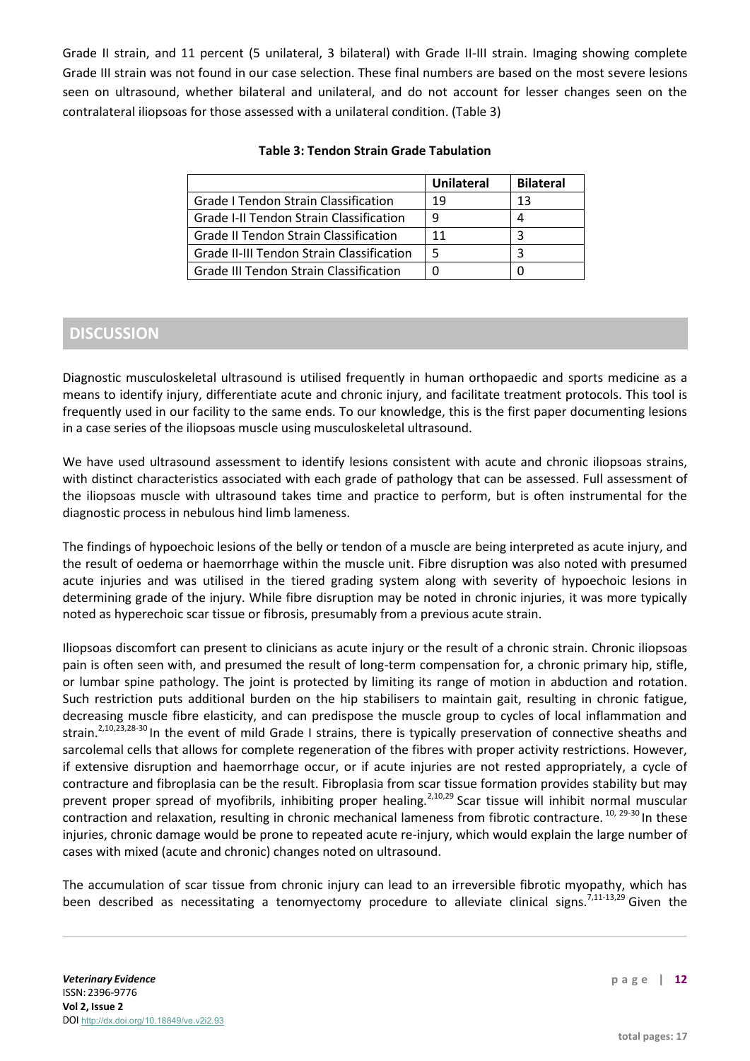Grade II strain, and 11 percent (5 unilateral, 3 bilateral) with Grade II-III strain. Imaging showing complete Grade III strain was not found in our case selection. These final numbers are based on the most severe lesions seen on ultrasound, whether bilateral and unilateral, and do not account for lesser changes seen on the contralateral iliopsoas for those assessed with a unilateral condition. (Table 3)

**Table 3: Tendon Strain Grade Tabulation**

| | Unilateral | Bilateral |
|---|---|---|
| Grade I Tendon Strain Classification | 19 | 13 |
| Grade I-II Tendon Strain Classification | 9 | 4 |
| Grade II Tendon Strain Classification | 11 | 3 |
| Grade II-III Tendon Strain Classification | 5 | 3 |
| Grade III Tendon Strain Classification | 0 | 0 |

## DISCUSSION

Diagnostic musculoskeletal ultrasound is utilised frequently in human orthopaedic and sports medicine as a means to identify injury, differentiate acute and chronic injury, and facilitate treatment protocols. This tool is frequently used in our facility to the same ends. To our knowledge, this is the first paper documenting lesions in a case series of the iliopsoas muscle using musculoskeletal ultrasound.

We have used ultrasound assessment to identify lesions consistent with acute and chronic iliopsoas strains, with distinct characteristics associated with each grade of pathology that can be assessed. Full assessment of the iliopsoas muscle with ultrasound takes time and practice to perform, but is often instrumental for the diagnostic process in nebulous hind limb lameness.

The findings of hypoechoic lesions of the belly or tendon of a muscle are being interpreted as acute injury, and the result of oedema or haemorrhage within the muscle unit. Fibre disruption was also noted with presumed acute injuries and was utilised in the tiered grading system along with severity of hypoechoic lesions in determining grade of the injury. While fibre disruption may be noted in chronic injuries, it was more typically noted as hyperechoic scar tissue or fibrosis, presumably from a previous acute strain.

Iliopsoas discomfort can present to clinicians as acute injury or the result of a chronic strain. Chronic iliopsoas pain is often seen with, and presumed the result of long-term compensation for, a chronic primary hip, stifle, or lumbar spine pathology. The joint is protected by limiting its range of motion in abduction and rotation. Such restriction puts additional burden on the hip stabilisers to maintain gait, resulting in chronic fatigue, decreasing muscle fibre elasticity, and can predispose the muscle group to cycles of local inflammation and strain.[2,10,23,28-30] In the event of mild Grade I strains, there is typically preservation of connective sheaths and sarcolemal cells that allows for complete regeneration of the fibres with proper activity restrictions. However, if extensive disruption and haemorrhage occur, or if acute injuries are not rested appropriately, a cycle of contracture and fibroplasia can be the result. Fibroplasia from scar tissue formation provides stability but may prevent proper spread of myofibrils, inhibiting proper healing.[2,10,29] Scar tissue will inhibit normal muscular contraction and relaxation, resulting in chronic mechanical lameness from fibrotic contracture.[10, 29-30] In these injuries, chronic damage would be prone to repeated acute re-injury, which would explain the large number of cases with mixed (acute and chronic) changes noted on ultrasound.

The accumulation of scar tissue from chronic injury can lead to an irreversible fibrotic myopathy, which has been described as necessitating a tenomyectomy procedure to alleviate clinical signs.[7,11-13,29] Given the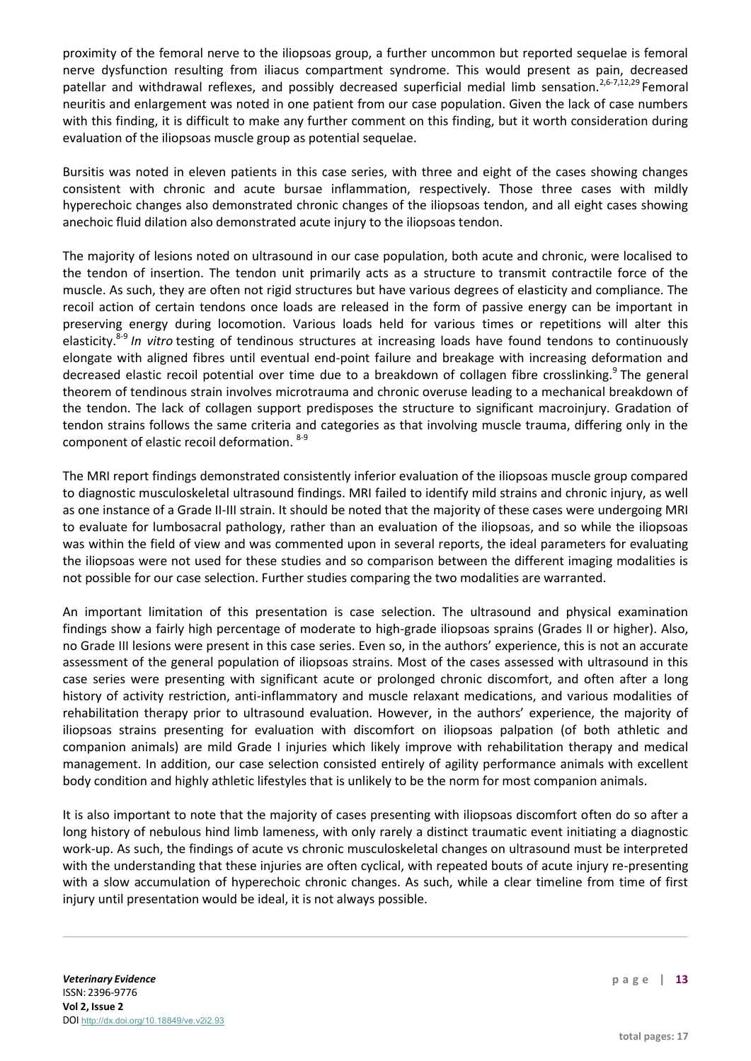proximity of the femoral nerve to the iliopsoas group, a further uncommon but reported sequelae is femoral nerve dysfunction resulting from iliacus compartment syndrome. This would present as pain, decreased patellar and withdrawal reflexes, and possibly decreased superficial medial limb sensation.[2,6-7,12,29] Femoral neuritis and enlargement was noted in one patient from our case population. Given the lack of case numbers with this finding, it is difficult to make any further comment on this finding, but it worth consideration during evaluation of the iliopsoas muscle group as potential sequelae.

Bursitis was noted in eleven patients in this case series, with three and eight of the cases showing changes consistent with chronic and acute bursae inflammation, respectively. Those three cases with mildly hyperechoic changes also demonstrated chronic changes of the iliopsoas tendon, and all eight cases showing anechoic fluid dilation also demonstrated acute injury to the iliopsoas tendon.

The majority of lesions noted on ultrasound in our case population, both acute and chronic, were localised to the tendon of insertion. The tendon unit primarily acts as a structure to transmit contractile force of the muscle. As such, they are often not rigid structures but have various degrees of elasticity and compliance. The recoil action of certain tendons once loads are released in the form of passive energy can be important in preserving energy during locomotion. Various loads held for various times or repetitions will alter this elasticity.[8-9] *In vitro* testing of tendinous structures at increasing loads have found tendons to continuously elongate with aligned fibres until eventual end-point failure and breakage with increasing deformation and decreased elastic recoil potential over time due to a breakdown of collagen fibre crosslinking.[9] The general theorem of tendinous strain involves microtrauma and chronic overuse leading to a mechanical breakdown of the tendon. The lack of collagen support predisposes the structure to significant macroinjury. Gradation of tendon strains follows the same criteria and categories as that involving muscle trauma, differing only in the component of elastic recoil deformation. [8-9]

The MRI report findings demonstrated consistently inferior evaluation of the iliopsoas muscle group compared to diagnostic musculoskeletal ultrasound findings. MRI failed to identify mild strains and chronic injury, as well as one instance of a Grade II-III strain. It should be noted that the majority of these cases were undergoing MRI to evaluate for lumbosacral pathology, rather than an evaluation of the iliopsoas, and so while the iliopsoas was within the field of view and was commented upon in several reports, the ideal parameters for evaluating the iliopsoas were not used for these studies and so comparison between the different imaging modalities is not possible for our case selection. Further studies comparing the two modalities are warranted.

An important limitation of this presentation is case selection. The ultrasound and physical examination findings show a fairly high percentage of moderate to high-grade iliopsoas sprains (Grades II or higher). Also, no Grade III lesions were present in this case series. Even so, in the authors' experience, this is not an accurate assessment of the general population of iliopsoas strains. Most of the cases assessed with ultrasound in this case series were presenting with significant acute or prolonged chronic discomfort, and often after a long history of activity restriction, anti-inflammatory and muscle relaxant medications, and various modalities of rehabilitation therapy prior to ultrasound evaluation. However, in the authors' experience, the majority of iliopsoas strains presenting for evaluation with discomfort on iliopsoas palpation (of both athletic and companion animals) are mild Grade I injuries which likely improve with rehabilitation therapy and medical management. In addition, our case selection consisted entirely of agility performance animals with excellent body condition and highly athletic lifestyles that is unlikely to be the norm for most companion animals.

It is also important to note that the majority of cases presenting with iliopsoas discomfort often do so after a long history of nebulous hind limb lameness, with only rarely a distinct traumatic event initiating a diagnostic work-up. As such, the findings of acute vs chronic musculoskeletal changes on ultrasound must be interpreted with the understanding that these injuries are often cyclical, with repeated bouts of acute injury re-presenting with a slow accumulation of hyperechoic chronic changes. As such, while a clear timeline from time of first injury until presentation would be ideal, it is not always possible.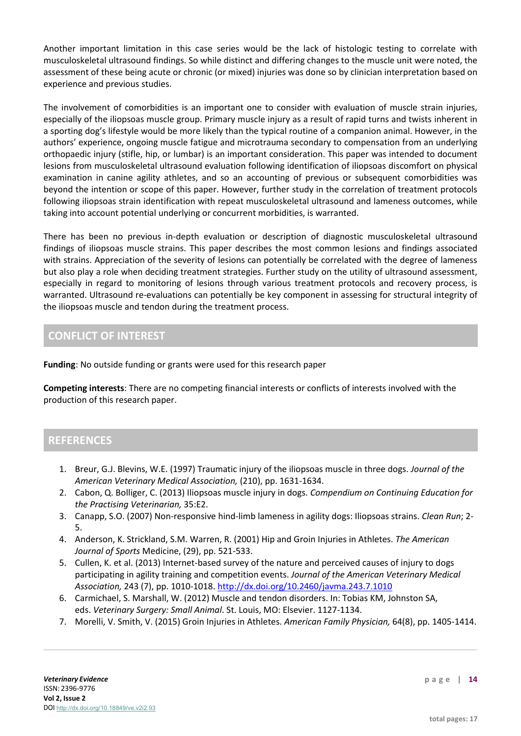Another important limitation in this case series would be the lack of histologic testing to correlate with musculoskeletal ultrasound findings. So while distinct and differing changes to the muscle unit were noted, the assessment of these being acute or chronic (or mixed) injuries was done so by clinician interpretation based on experience and previous studies.

The involvement of comorbidities is an important one to consider with evaluation of muscle strain injuries, especially of the iliopsoas muscle group. Primary muscle injury as a result of rapid turns and twists inherent in a sporting dog's lifestyle would be more likely than the typical routine of a companion animal. However, in the authors' experience, ongoing muscle fatigue and microtrauma secondary to compensation from an underlying orthopaedic injury (stifle, hip, or lumbar) is an important consideration. This paper was intended to document lesions from musculoskeletal ultrasound evaluation following identification of iliopsoas discomfort on physical examination in canine agility athletes, and so an accounting of previous or subsequent comorbidities was beyond the intention or scope of this paper. However, further study in the correlation of treatment protocols following iliopsoas strain identification with repeat musculoskeletal ultrasound and lameness outcomes, while taking into account potential underlying or concurrent morbidities, is warranted.

There has been no previous in-depth evaluation or description of diagnostic musculoskeletal ultrasound findings of iliopsoas muscle strains. This paper describes the most common lesions and findings associated with strains. Appreciation of the severity of lesions can potentially be correlated with the degree of lameness but also play a role when deciding treatment strategies. Further study on the utility of ultrasound assessment, especially in regard to monitoring of lesions through various treatment protocols and recovery process, is warranted. Ultrasound re-evaluations can potentially be key component in assessing for structural integrity of the iliopsoas muscle and tendon during the treatment process.

## CONFLICT OF INTEREST

**Funding**: No outside funding or grants were used for this research paper

**Competing interests**: There are no competing financial interests or conflicts of interests involved with the production of this research paper.

## REFERENCES

1. Breur, G.J. Blevins, W.E. (1997) Traumatic injury of the iliopsoas muscle in three dogs. *Journal of the American Veterinary Medical Association,* (210), pp. 1631-1634.
2. Cabon, Q. Bolliger, C. (2013) Iliopsoas muscle injury in dogs. *Compendium on Continuing Education for the Practising Veterinarian,* 35:E2.
3. Canapp, S.O. (2007) Non-responsive hind-limb lameness in agility dogs: Iliopsoas strains. *Clean Run*; 2-5.
4. Anderson, K. Strickland, S.M. Warren, R. (2001) Hip and Groin Injuries in Athletes. *The American Journal of Sports* Medicine, (29), pp. 521-533.
5. Cullen, K. et al. (2013) Internet-based survey of the nature and perceived causes of injury to dogs participating in agility training and competition events. *Journal of the American Veterinary Medical Association,* 243 (7), pp. 1010-1018. http://dx.doi.org/10.2460/javma.243.7.1010
6. Carmichael, S. Marshall, W. (2012) Muscle and tendon disorders. In: Tobias KM, Johnston SA, eds. *Veterinary Surgery: Small Animal*. St. Louis, MO: Elsevier. 1127-1134.
7. Morelli, V. Smith, V. (2015) Groin Injuries in Athletes. *American Family Physician,* 64(8), pp. 1405-1414.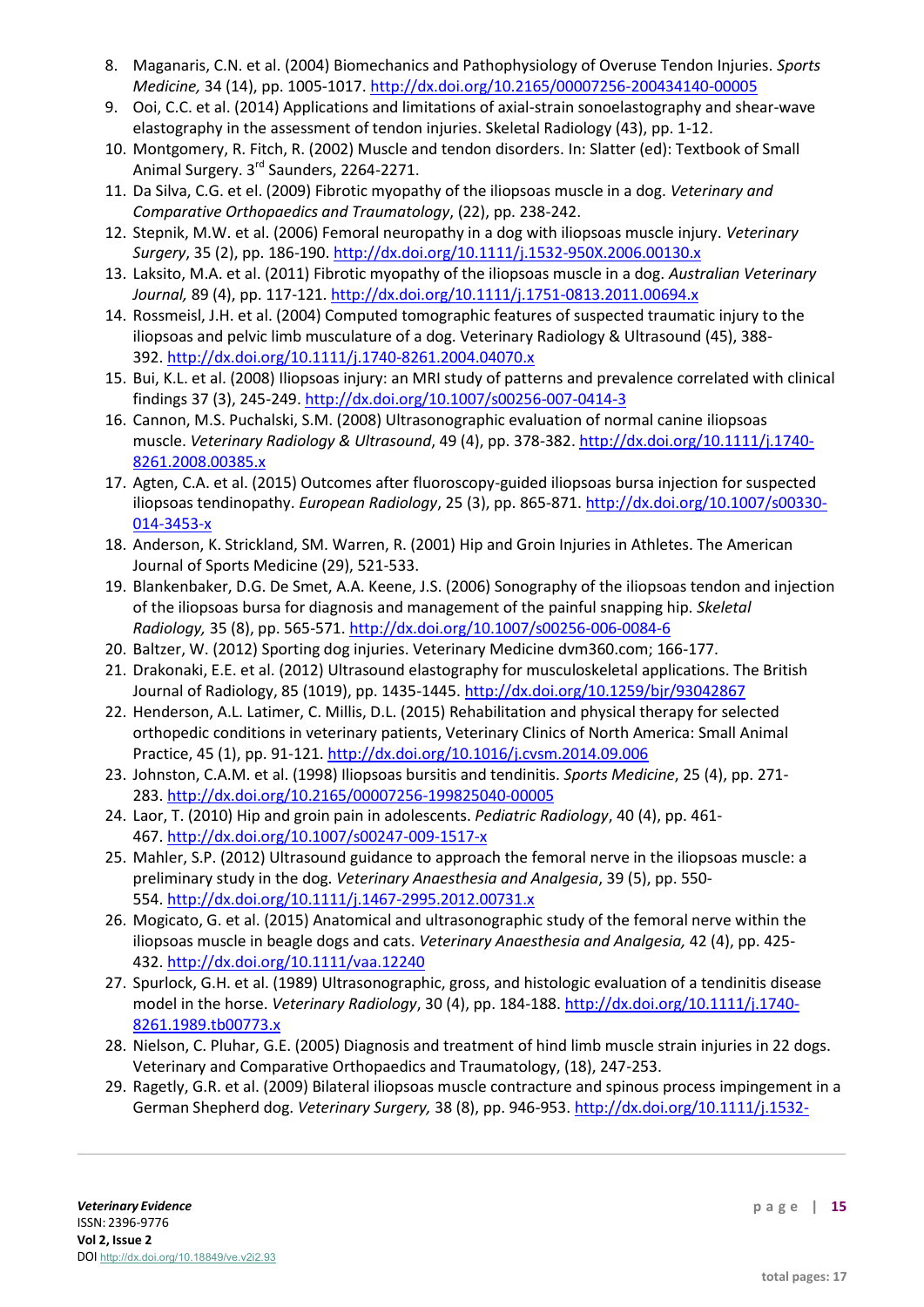8. Maganaris, C.N. et al. (2004) Biomechanics and Pathophysiology of Overuse Tendon Injuries. *Sports Medicine,* 34 (14), pp. 1005-1017. http://dx.doi.org/10.2165/00007256-200434140-00005
9. Ooi, C.C. et al. (2014) Applications and limitations of axial-strain sonoelastography and shear-wave elastography in the assessment of tendon injuries. Skeletal Radiology (43), pp. 1-12.
10. Montgomery, R. Fitch, R. (2002) Muscle and tendon disorders. In: Slatter (ed): Textbook of Small Animal Surgery. 3rd Saunders, 2264-2271.
11. Da Silva, C.G. et el. (2009) Fibrotic myopathy of the iliopsoas muscle in a dog. *Veterinary and Comparative Orthopaedics and Traumatology*, (22), pp. 238-242.
12. Stepnik, M.W. et al. (2006) Femoral neuropathy in a dog with iliopsoas muscle injury. *Veterinary Surgery*, 35 (2), pp. 186-190. http://dx.doi.org/10.1111/j.1532-950X.2006.00130.x
13. Laksito, M.A. et al. (2011) Fibrotic myopathy of the iliopsoas muscle in a dog. *Australian Veterinary Journal,* 89 (4), pp. 117-121. http://dx.doi.org/10.1111/j.1751-0813.2011.00694.x
14. Rossmeisl, J.H. et al. (2004) Computed tomographic features of suspected traumatic injury to the iliopsoas and pelvic limb musculature of a dog. Veterinary Radiology & Ultrasound (45), 388-392. http://dx.doi.org/10.1111/j.1740-8261.2004.04070.x
15. Bui, K.L. et al. (2008) Iliopsoas injury: an MRI study of patterns and prevalence correlated with clinical findings 37 (3), 245-249. http://dx.doi.org/10.1007/s00256-007-0414-3
16. Cannon, M.S. Puchalski, S.M. (2008) Ultrasonographic evaluation of normal canine iliopsoas muscle. *Veterinary Radiology & Ultrasound*, 49 (4), pp. 378-382. http://dx.doi.org/10.1111/j.1740-8261.2008.00385.x
17. Agten, C.A. et al. (2015) Outcomes after fluoroscopy-guided iliopsoas bursa injection for suspected iliopsoas tendinopathy. *European Radiology*, 25 (3), pp. 865-871. http://dx.doi.org/10.1007/s00330-014-3453-x
18. Anderson, K. Strickland, SM. Warren, R. (2001) Hip and Groin Injuries in Athletes. The American Journal of Sports Medicine (29), 521-533.
19. Blankenbaker, D.G. De Smet, A.A. Keene, J.S. (2006) Sonography of the iliopsoas tendon and injection of the iliopsoas bursa for diagnosis and management of the painful snapping hip. *Skeletal Radiology,* 35 (8), pp. 565-571. http://dx.doi.org/10.1007/s00256-006-0084-6
20. Baltzer, W. (2012) Sporting dog injuries. Veterinary Medicine dvm360.com; 166-177.
21. Drakonaki, E.E. et al. (2012) Ultrasound elastography for musculoskeletal applications. The British Journal of Radiology, 85 (1019), pp. 1435-1445. http://dx.doi.org/10.1259/bjr/93042867
22. Henderson, A.L. Latimer, C. Millis, D.L. (2015) Rehabilitation and physical therapy for selected orthopedic conditions in veterinary patients, Veterinary Clinics of North America: Small Animal Practice, 45 (1), pp. 91-121. http://dx.doi.org/10.1016/j.cvsm.2014.09.006
23. Johnston, C.A.M. et al. (1998) Iliopsoas bursitis and tendinitis. *Sports Medicine*, 25 (4), pp. 271-283. http://dx.doi.org/10.2165/00007256-199825040-00005
24. Laor, T. (2010) Hip and groin pain in adolescents. *Pediatric Radiology*, 40 (4), pp. 461-467. http://dx.doi.org/10.1007/s00247-009-1517-x
25. Mahler, S.P. (2012) Ultrasound guidance to approach the femoral nerve in the iliopsoas muscle: a preliminary study in the dog. *Veterinary Anaesthesia and Analgesia*, 39 (5), pp. 550-554. http://dx.doi.org/10.1111/j.1467-2995.2012.00731.x
26. Mogicato, G. et al. (2015) Anatomical and ultrasonographic study of the femoral nerve within the iliopsoas muscle in beagle dogs and cats. *Veterinary Anaesthesia and Analgesia,* 42 (4), pp. 425-432. http://dx.doi.org/10.1111/vaa.12240
27. Spurlock, G.H. et al. (1989) Ultrasonographic, gross, and histologic evaluation of a tendinitis disease model in the horse. *Veterinary Radiology*, 30 (4), pp. 184-188. http://dx.doi.org/10.1111/j.1740-8261.1989.tb00773.x
28. Nielson, C. Pluhar, G.E. (2005) Diagnosis and treatment of hind limb muscle strain injuries in 22 dogs. Veterinary and Comparative Orthopaedics and Traumatology, (18), 247-253.
29. Ragetly, G.R. et al. (2009) Bilateral iliopsoas muscle contracture and spinous process impingement in a German Shepherd dog. *Veterinary Surgery,* 38 (8), pp. 946-953. http://dx.doi.org/10.1111/j.1532-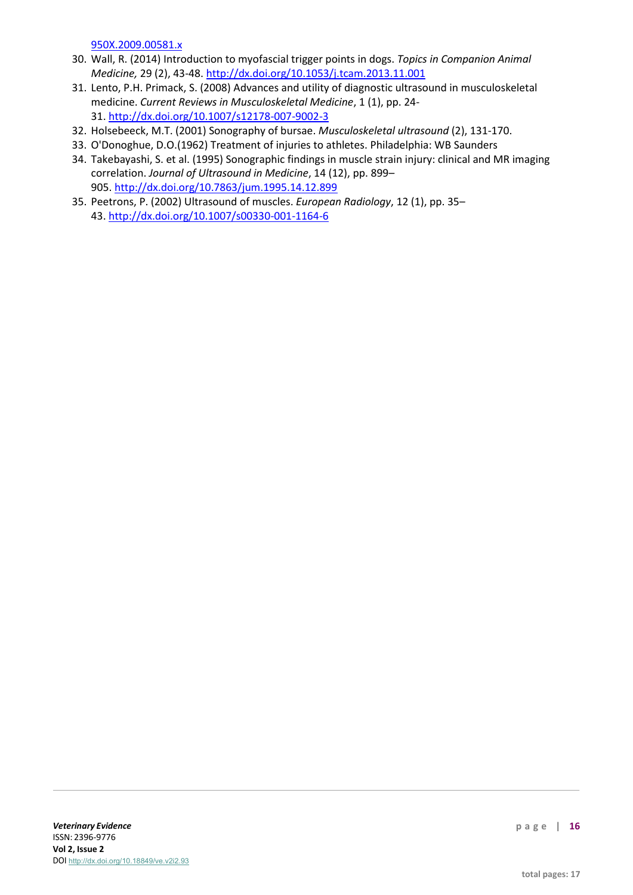950X.2009.00581.x

30. Wall, R. (2014) Introduction to myofascial trigger points in dogs. *Topics in Companion Animal Medicine,* 29 (2), 43-48. http://dx.doi.org/10.1053/j.tcam.2013.11.001
31. Lento, P.H. Primack, S. (2008) Advances and utility of diagnostic ultrasound in musculoskeletal medicine. *Current Reviews in Musculoskeletal Medicine*, 1 (1), pp. 24-31. http://dx.doi.org/10.1007/s12178-007-9002-3
32. Holsebeeck, M.T. (2001) Sonography of bursae. *Musculoskeletal ultrasound* (2), 131-170.
33. O'Donoghue, D.O.(1962) Treatment of injuries to athletes. Philadelphia: WB Saunders
34. Takebayashi, S. et al. (1995) Sonographic findings in muscle strain injury: clinical and MR imaging correlation. *Journal of Ultrasound in Medicine*, 14 (12), pp. 899–905. http://dx.doi.org/10.7863/jum.1995.14.12.899
35. Peetrons, P. (2002) Ultrasound of muscles. *European Radiology*, 12 (1), pp. 35–43. http://dx.doi.org/10.1007/s00330-001-1164-6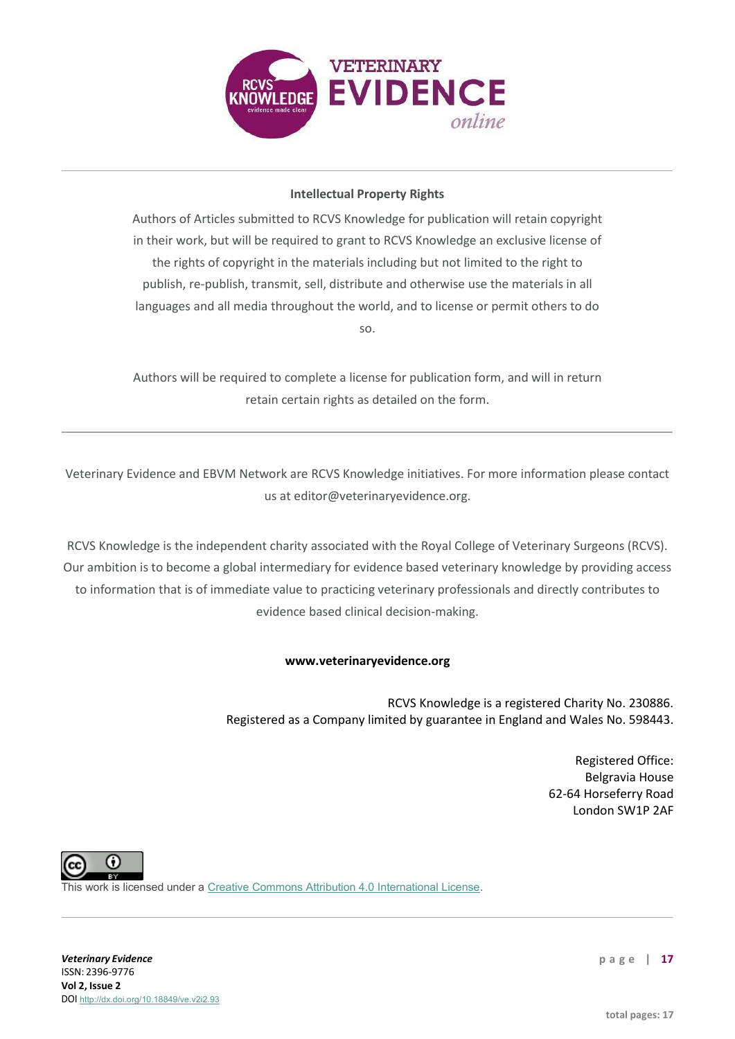**Intellectual Property Rights**

Authors of Articles submitted to RCVS Knowledge for publication will retain copyright in their work, but will be required to grant to RCVS Knowledge an exclusive license of the rights of copyright in the materials including but not limited to the right to publish, re-publish, transmit, sell, distribute and otherwise use the materials in all languages and all media throughout the world, and to license or permit others to do so.

Authors will be required to complete a license for publication form, and will in return retain certain rights as detailed on the form.

---

Veterinary Evidence and EBVM Network are RCVS Knowledge initiatives. For more information please contact us at editor@veterinaryevidence.org.

RCVS Knowledge is the independent charity associated with the Royal College of Veterinary Surgeons (RCVS). Our ambition is to become a global intermediary for evidence based veterinary knowledge by providing access to information that is of immediate value to practicing veterinary professionals and directly contributes to evidence based clinical decision-making.

**www.veterinaryevidence.org**

RCVS Knowledge is a registered Charity No. 230886.
Registered as a Company limited by guarantee in England and Wales No. 598443.

Registered Office:
Belgravia House
62-64 Horseferry Road
London SW1P 2AF

This work is licensed under a [Creative Commons Attribution 4.0 International License](http://creativecommons.org/licenses/by/4.0/).